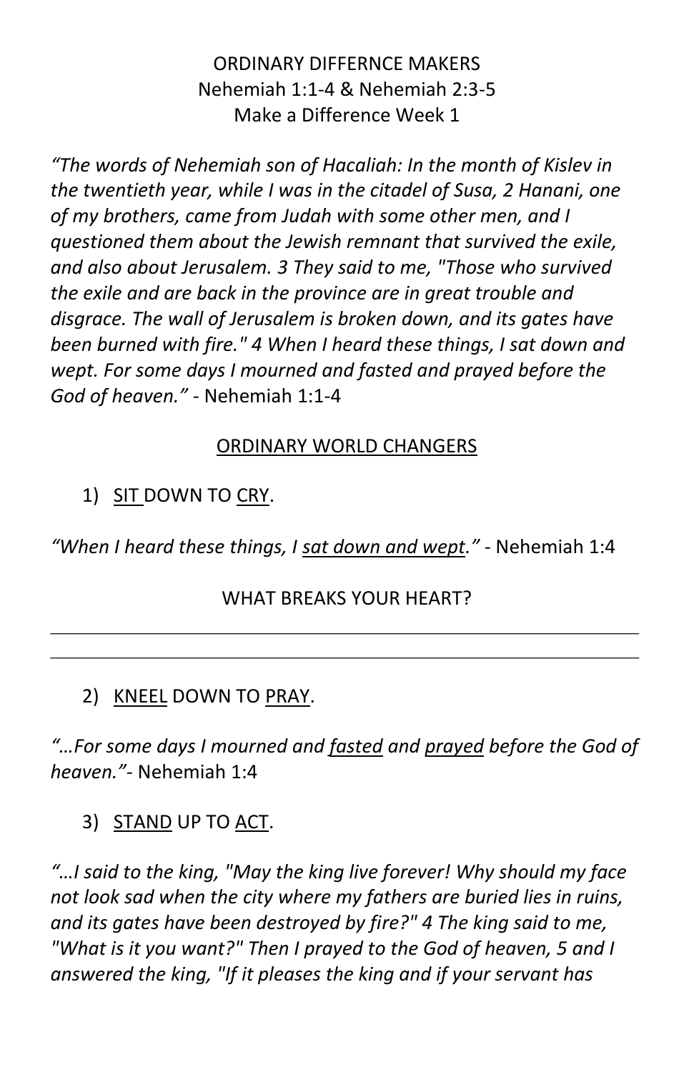ORDINARY DIFFERNCE MAKERS
Nehemiah 1:1-4 & Nehemiah 2:3-5
Make a Difference Week 1

*"The words of Nehemiah son of Hacaliah: In the month of Kislev in the twentieth year, while I was in the citadel of Susa, 2 Hanani, one of my brothers, came from Judah with some other men, and I questioned them about the Jewish remnant that survived the exile, and also about Jerusalem. 3 They said to me, "Those who survived the exile and are back in the province are in great trouble and disgrace. The wall of Jerusalem is broken down, and its gates have been burned with fire." 4 When I heard these things, I sat down and wept. For some days I mourned and fasted and prayed before the God of heaven."* - Nehemiah 1:1-4

<u>ORDINARY WORLD CHANGERS</u>

1) <u>SIT</u> DOWN TO <u>CRY</u>.

*"When I heard these things, I <u>sat down and wept</u>."* - Nehemiah 1:4

WHAT BREAKS YOUR HEART?

_______________________________________________________________

_______________________________________________________________

2) <u>KNEEL</u> DOWN TO <u>PRAY</u>.

*"…For some days I mourned and <u>fasted</u> and <u>prayed</u> before the God of heaven."*- Nehemiah 1:4

3) <u>STAND</u> UP TO <u>ACT</u>.

*"…I said to the king, "May the king live forever! Why should my face not look sad when the city where my fathers are buried lies in ruins, and its gates have been destroyed by fire?" 4 The king said to me, "What is it you want?" Then I prayed to the God of heaven, 5 and I answered the king, "If it pleases the king and if your servant has*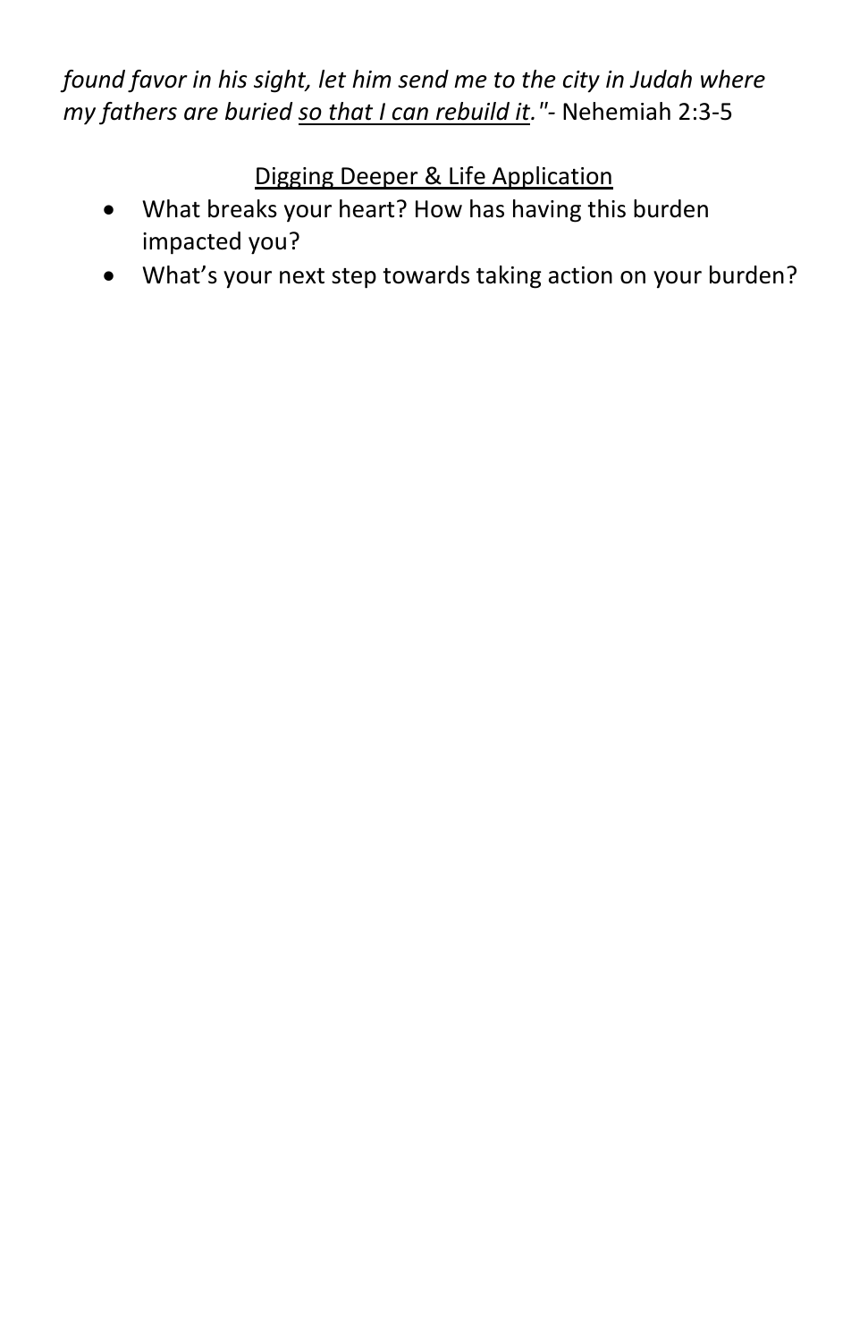*found favor in his sight, let him send me to the city in Judah where my fathers are buried <u>so that I can rebuild it</u>."*- Nehemiah 2:3-5

<u>Digging Deeper & Life Application</u>

- What breaks your heart? How has having this burden impacted you?
- What's your next step towards taking action on your burden?